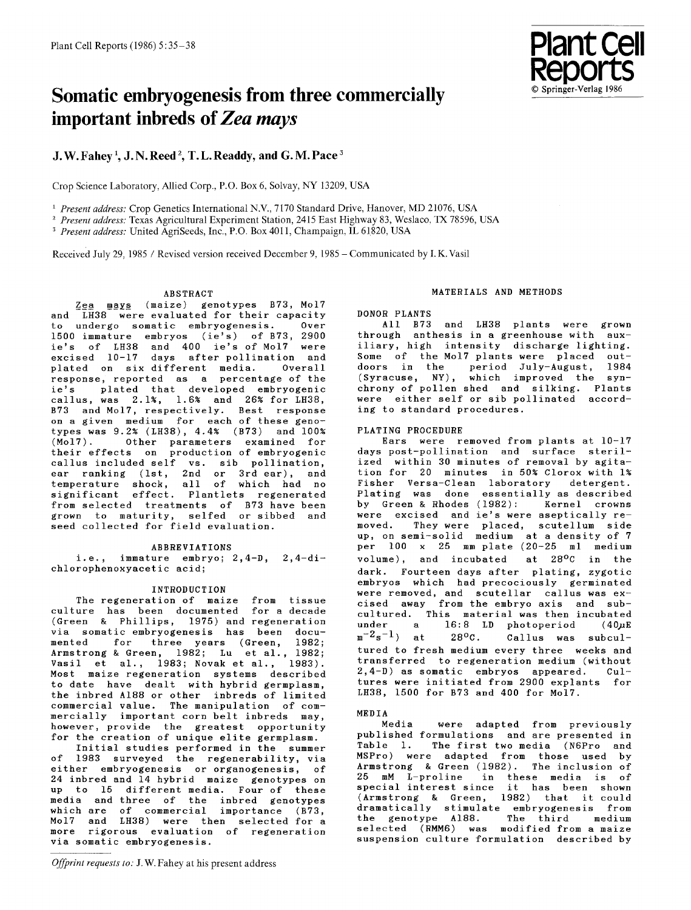# Somatic embryogenesis from three commercially important inbreds of *Zea mays*

**J. W. Fahey[1], J. N. Reed[2], T. L. Readdy, and G. M. Pace[3]**

Crop Science Laboratory, Allied Corp., P.O. Box 6, Solvay, NY 13209, USA

[1] *Present address:* Crop Genetics International N.V., 7170 Standard Drive, Hanover, MD 21076, USA
[2] *Present address:* Texas Agricultural Experiment Station, 2415 East Highway 83, Weslaco, TX 78596, USA
[3] *Present address:* United AgriSeeds, Inc., P.O. Box 4011, Champaign, IL 61820, USA

Received July 29, 1985 / Revised version received December 9, 1985 – Communicated by I. K. Vasil

## ABSTRACT

*Zea mays* (maize) genotypes B73, Mo17 and LH38 were evaluated for their capacity to undergo somatic embryogenesis. Over 1500 immature embryos (ie's) of B73, 2900 ie's of LH38 and 400 ie's of Mo17 were excised 10-17 days after pollination and plated on six different media. Overall response, reported as a percentage of the ie's plated that developed embryogenic callus, was 2.1%, 1.6% and 26% for LH38, B73 and Mo17, respectively. Best response on a given medium for each of these genotypes was 9.2% (LH38), 4.4% (B73) and 100% (Mo17). Other parameters examined for their effects on production of embryogenic callus included self vs. sib pollination, ear ranking (1st, 2nd or 3rd ear), and temperature shock, all of which had no significant effect. Plantlets regenerated from selected treatments of B73 have been grown to maturity, selfed or sibbed and seed collected for field evaluation.

## ABBREVIATIONS

i.e., immature embryo; 2,4-D, 2,4-dichlorophenoxyacetic acid;

## INTRODUCTION

The regeneration of maize from tissue culture has been documented for a decade (Green & Phillips, 1975) and regeneration via somatic embryogenesis has been documented for three years (Green, 1982; Armstrong & Green, 1982; Lu et al., 1982; Vasil et al., 1983; Novak et al., 1983). Most maize regeneration systems described to date have dealt with hybrid germplasm, the inbred A188 or other inbreds of limited commercial value. The manipulation of commercially important corn belt inbreds may, however, provide the greatest opportunity for the creation of unique elite germplasm.

Initial studies performed in the summer of 1983 surveyed the regenerability, via either embryogenesis or organogenesis, of 24 inbred and 14 hybrid maize genotypes on up to 15 different media. Four of these media and three of the inbred genotypes which are of commercial importance (B73, Mo17 and LH38) were then selected for a more rigorous evaluation of regeneration via somatic embryogenesis.

*Offprint requests to:* J. W. Fahey at his present address

## MATERIALS AND METHODS

### DONOR PLANTS

All B73 and LH38 plants were grown through anthesis in a greenhouse with auxiliary, high intensity discharge lighting. Some of the Mo17 plants were placed outdoors in the period July-August, 1984 (Syracuse, NY), which improved the synchrony of pollen shed and silking. Plants were either self or sib pollinated according to standard procedures.

### PLATING PROCEDURE

Ears were removed from plants at 10-17 days post-pollination and surface sterilized within 30 minutes of removal by agitation for 20 minutes in 50% Clorox with 1% Fisher Versa-Clean laboratory detergent. Plating was done essentially as described by Green & Rhodes (1982): Kernel crowns were excised and ie's were aseptically removed. They were placed, scutellum side up, on semi-solid medium at a density of 7 per 100 x 25 mm plate (20-25 ml medium volume), and incubated at 28°C in the dark. Fourteen days after plating, zygotic embryos which had precociously germinated were removed, and scutellar callus was excised away from the embryo axis and subcultured. This material was then incubated under a 16:8 LD photoperiod ($40 \mu E\ m^{-2} s^{-1}$) at 28°C. Callus was subcultured to fresh medium every three weeks and transferred to regeneration medium (without 2,4-D) as somatic embryos appeared. Cultures were initiated from 2900 explants for LH38, 1500 for B73 and 400 for Mo17.

### MEDIA

Media were adapted from previously published formulations and are presented in Table 1. The first two media (N6Pro and MSPro) were adapted from those used by Armstrong & Green (1982). The inclusion of 25 mM L-proline in these media is of special interest since it has been shown (Armstrong & Green, 1982) that it could dramatically stimulate embryogenesis from the genotype A188. The third medium selected (RMM6) was modified from a maize suspension culture formulation described by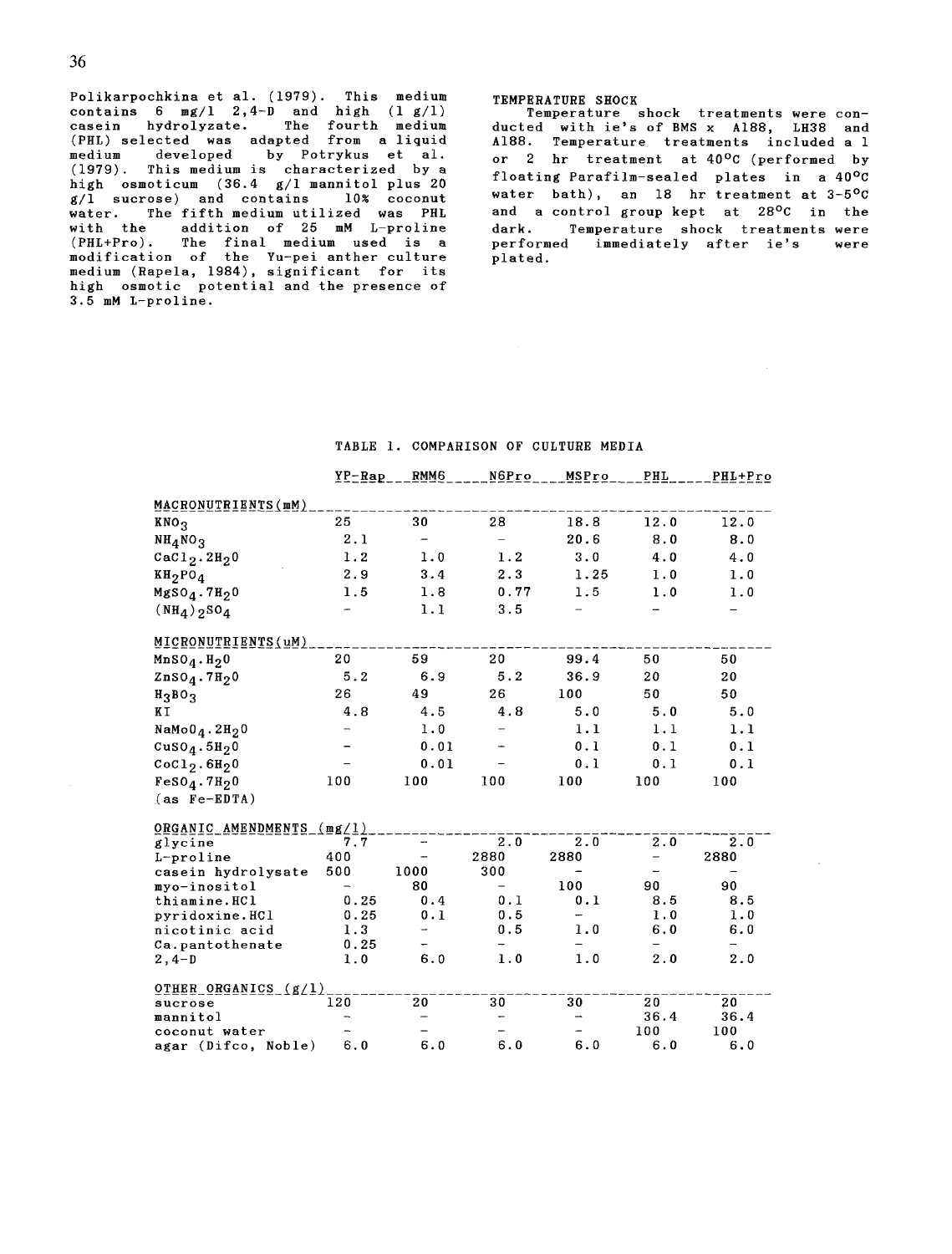Polikarpochkina et al. (1979). This medium contains 6 mg/l 2,4-D and high (1 g/l) casein hydrolyzate. The fourth medium (PHL) selected was adapted from a liquid medium developed by Potrykus et al. (1979). This medium is characterized by a high osmoticum (36.4 g/l mannitol plus 20 g/l sucrose) and contains 10% coconut water. The fifth medium utilized was PHL with the addition of 25 mM L-proline (PHL+Pro). The final medium used is a modification of the Yu-pei anther culture medium (Rapela, 1984), significant for its high osmotic potential and the presence of 3.5 mM L-proline.

TEMPERATURE SHOCK

Temperature shock treatments were conducted with ie's of BMS x A188, LH38 and A188. Temperature treatments included a 1 or 2 hr treatment at 40°C (performed by floating Parafilm-sealed plates in a 40°C water bath), an 18 hr treatment at 3-5°C and a control group kept at 28°C in the dark. Temperature shock treatments were performed immediately after ie's were plated.

TABLE 1. COMPARISON OF CULTURE MEDIA

| | YP-Rap | RMM6 | N6Pro | MSPro | PHL | PHL+Pro |
|---|---|---|---|---|---|---|
| MACRONUTRIENTS (mM) | | | | | | |
| $KNO_3$ | 25 | 30 | 28 | 18.8 | 12.0 | 12.0 |
| $NH_4NO_3$ | 2.1 | – | – | 20.6 | 8.0 | 8.0 |
| $CaCl_2.2H_2O$ | 1.2 | 1.0 | 1.2 | 3.0 | 4.0 | 4.0 |
| $KH_2PO_4$ | 2.9 | 3.4 | 2.3 | 1.25 | 1.0 | 1.0 |
| $MgSO_4.7H_2O$ | 1.5 | 1.8 | 0.77 | 1.5 | 1.0 | 1.0 |
| $(NH_4)_2SO_4$ | – | 1.1 | 3.5 | – | – | – |
| MICRONUTRIENTS (uM) | | | | | | |
| $MnSO_4.H_2O$ | 20 | 59 | 20 | 99.4 | 50 | 50 |
| $ZnSO_4.7H_2O$ | 5.2 | 6.9 | 5.2 | 36.9 | 20 | 20 |
| $H_3BO_3$ | 26 | 49 | 26 | 100 | 50 | 50 |
| KI | 4.8 | 4.5 | 4.8 | 5.0 | 5.0 | 5.0 |
| $NaMoO_4.2H_2O$ | – | 1.0 | – | 1.1 | 1.1 | 1.1 |
| $CuSO_4.5H_2O$ | – | 0.01 | – | 0.1 | 0.1 | 0.1 |
| $CoCl_2.6H_2O$ | – | 0.01 | – | 0.1 | 0.1 | 0.1 |
| $FeSO_4.7H_2O$ (as Fe-EDTA) | 100 | 100 | 100 | 100 | 100 | 100 |
| ORGANIC AMENDMENTS (mg/l) | | | | | | |
| glycine | 7.7 | – | 2.0 | 2.0 | 2.0 | 2.0 |
| L-proline | 400 | – | 2880 | 2880 | – | 2880 |
| casein hydrolysate | 500 | 1000 | 300 | – | – | – |
| myo-inositol | – | 80 | – | 100 | 90 | 90 |
| thiamine.HCl | 0.25 | 0.4 | 0.1 | 0.1 | 8.5 | 8.5 |
| pyridoxine.HCl | 0.25 | 0.1 | 0.5 | – | 1.0 | 1.0 |
| nicotinic acid | 1.3 | – | 0.5 | 1.0 | 6.0 | 6.0 |
| Ca.pantothenate | 0.25 | – | – | – | – | – |
| 2,4-D | 1.0 | 6.0 | 1.0 | 1.0 | 2.0 | 2.0 |
| OTHER ORGANICS (g/l) | | | | | | |
| sucrose | 120 | 20 | 30 | 30 | 20 | 20 |
| mannitol | – | – | – | – | 36.4 | 36.4 |
| coconut water | – | – | – | – | 100 | 100 |
| agar (Difco, Noble) | 6.0 | 6.0 | 6.0 | 6.0 | 6.0 | 6.0 |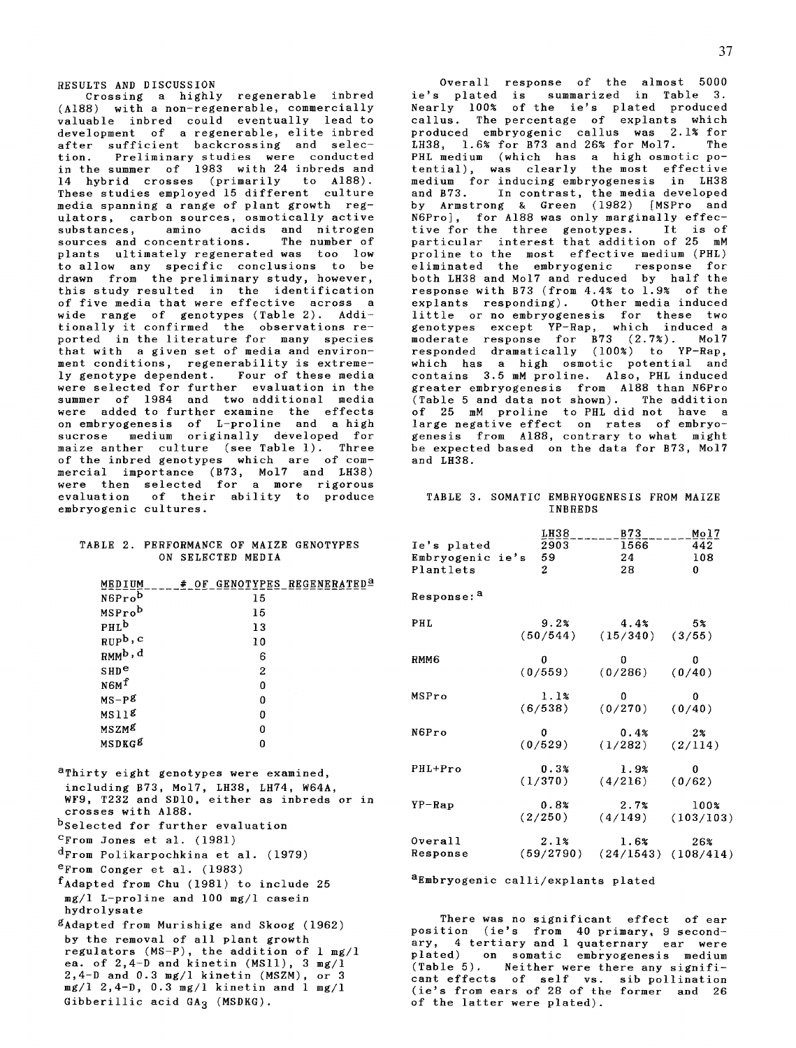## RESULTS AND DISCUSSION

Crossing a highly regenerable inbred (A188) with a non-regenerable, commercially valuable inbred could eventually lead to development of a regenerable, elite inbred after sufficient backcrossing and selection. Preliminary studies were conducted in the summer of 1983 with 24 inbreds and 14 hybrid crosses (primarily to A188). These studies employed 15 different culture media spanning a range of plant growth regulators, carbon sources, osmotically active substances, amino acids and nitrogen sources and concentrations. The number of plants ultimately regenerated was too low to allow any specific conclusions to be drawn from the preliminary study, however, this study resulted in the identification of five media that were effective across a wide range of genotypes (Table 2). Additionally it confirmed the observations reported in the literature for many species that with a given set of media and environment conditions, regenerability is extremely genotype dependent. Four of these media were selected for further evaluation in the summer of 1984 and two additional media were added to further examine the effects on embryogenesis of L-proline and a high sucrose medium originally developed for maize anther culture (see Table 1). Three of the inbred genotypes which are of commercial importance (B73, Mo17 and LH38) were then selected for a more rigorous evaluation of their ability to produce embryogenic cultures.

TABLE 2. PERFORMANCE OF MAIZE GENOTYPES ON SELECTED MEDIA

| MEDIUM | # OF GENOTYPES REGENERATED[a] |
|---|---|
| N6Pro[b] | 15 |
| MSPro[b] | 15 |
| PHL[b] | 13 |
| RUP[b,c] | 10 |
| RMM[b,d] | 6 |
| SHD[e] | 2 |
| N6M[f] | 0 |
| MS-P[g] | 0 |
| MS11[g] | 0 |
| MSZM[g] | 0 |
| MSDKG[g] | 0 |

[a]Thirty eight genotypes were examined, including B73, Mo17, LH38, LH74, W64A, WF9, T232 and SD10, either as inbreds or in crosses with A188.

[b]Selected for further evaluation

[c]From Jones et al. (1981)

[d]From Polikarpochkina et al. (1979)

[e]From Conger et al. (1983)

[f]Adapted from Chu (1981) to include 25 mg/l L-proline and 100 mg/l casein hydrolysate

[g]Adapted from Murishige and Skoog (1962) by the removal of all plant growth regulators (MS-P), the addition of 1 mg/l ea. of 2,4-D and kinetin (MS11), 3 mg/l 2,4-D and 0.3 mg/l kinetin (MSZM), or 3 mg/l 2,4-D, 0.3 mg/l kinetin and 1 mg/l Gibberillic acid $GA_3$ (MSDKG).

Overall response of the almost 5000 ie's plated is summarized in Table 3. Nearly 100% of the ie's plated produced callus. The percentage of explants which produced embryogenic callus was 2.1% for LH38, 1.6% for B73 and 26% for Mo17. The PHL medium (which has a high osmotic potential), was clearly the most effective medium for inducing embryogenesis in LH38 and B73. In contrast, the media developed by Armstrong & Green (1982) [MSPro and N6Pro], for A188 was only marginally effective for the three genotypes. It is of particular interest that addition of 25 mM proline to the most effective medium (PHL) eliminated the embryogenic response for both LH38 and Mo17 and reduced by half the response with B73 (from 4.4% to 1.9% of the explants responding). Other media induced little or no embryogenesis for these two genotypes except YP-Rap, which induced a moderate response for B73 (2.7%). Mo17 responded dramatically (100%) to YP-Rap, which has a high osmotic potential and contains 3.5 mM proline. Also, PHL induced greater embryogenesis from A188 than N6Pro (Table 5 and data not shown). The addition of 25 mM proline to PHL did not have a large negative effect on rates of embryogenesis from A188, contrary to what might be expected based on the data for B73, Mo17 and LH38.

TABLE 3. SOMATIC EMBRYOGENESIS FROM MAIZE INBREDS

| | LH38 | B73 | Mo17 |
|---|---|---|---|
| Ie's plated | 2903 | 1566 | 442 |
| Embryogenic ie's | 59 | 24 | 108 |
| Plantlets | 2 | 28 | 0 |
| Response:[a] | | | |
| PHL | 9.2% (50/544) | 4.4% (15/340) | 5% (3/55) |
| RMM6 | 0 (0/559) | 0 (0/286) | 0 (0/40) |
| MSPro | 1.1% (6/538) | 0 (0/270) | 0 (0/40) |
| N6Pro | 0 (0/529) | 0.4% (1/282) | 2% (2/114) |
| PHL+Pro | 0.3% (1/370) | 1.9% (4/216) | 0 (0/62) |
| YP-Rap | 0.8% (2/250) | 2.7% (4/149) | 100% (103/103) |
| Overall Response | 2.1% (59/2790) | 1.6% (24/1543) | 26% (108/414) |

[a]Embryogenic calli/explants plated

There was no significant effect of ear position (ie's from 40 primary, 9 secondary, 4 tertiary and 1 quaternary ear were plated) on somatic embryogenesis medium (Table 5). Neither were there any significant effects of self vs. sib pollination (ie's from ears of 28 of the former and 26 of the latter were plated).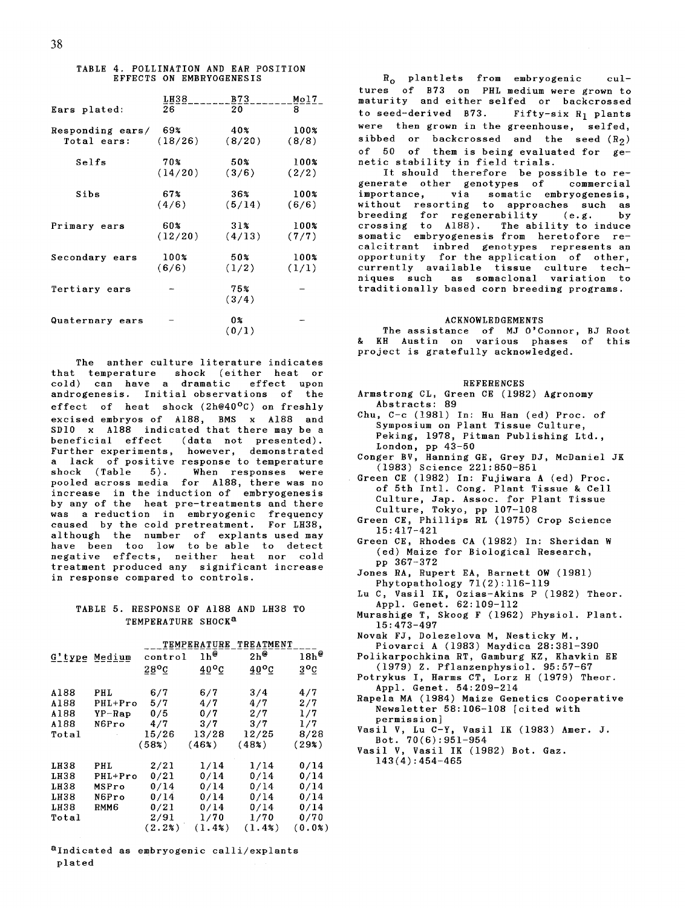TABLE 4. POLLINATION AND EAR POSITION EFFECTS ON EMBRYOGENESIS

| | LH38 | B73 | Mo17 |
|---|---|---|---|
| Ears plated: | 26 | 20 | 8 |
| Responding ears/ Total ears: | 69% (18/26) | 40% (8/20) | 100% (8/8) |
| Selfs | 70% (14/20) | 50% (3/6) | 100% (2/2) |
| Sibs | 67% (4/6) | 36% (5/14) | 100% (6/6) |
| Primary ears | 60% (12/20) | 31% (4/13) | 100% (7/7) |
| Secondary ears | 100% (6/6) | 50% (1/2) | 100% (1/1) |
| Tertiary ears | - | 75% (3/4) | - |
| Quaternary ears | - | 0% (0/1) | - |

The anther culture literature indicates that temperature shock (either heat or cold) can have a dramatic effect upon androgenesis. Initial observations of the effect of heat shock (2h@40°C) on freshly excised embryos of A188, BMS x A188 and SD10 x A188 indicated that there may be a beneficial effect (data not presented). Further experiments, however, demonstrated a lack of positive response to temperature shock (Table 5). When responses were pooled across media for A188, there was no increase in the induction of embryogenesis by any of the heat pre-treatments and there was a reduction in embryogenic frequency caused by the cold pretreatment. For LH38, although the number of explants used may have been too low to be able to detect negative effects, neither heat nor cold treatment produced any significant increase in response compared to controls.

TABLE 5. RESPONSE OF A188 AND LH38 TO TEMPERATURE SHOCK[a]

| G'type | Medium | TEMPERATURE TREATMENT | | | |
|---|---|---|---|---|---|
| | | control 28°C | 1h@ 40°C | 2h@ 40°C | 18h@ 3°C |
| A188 | PHL | 6/7 | 6/7 | 3/4 | 4/7 |
| A188 | PHL+Pro | 5/7 | 4/7 | 4/7 | 2/7 |
| A188 | YP-Rap | 0/5 | 0/7 | 2/7 | 1/7 |
| A188 | N6Pro | 4/7 | 3/7 | 3/7 | 1/7 |
| Total | | 15/26 (58%) | 13/28 (46%) | 12/25 (48%) | 8/28 (29%) |
| LH38 | PHL | 2/21 | 1/14 | 1/14 | 0/14 |
| LH38 | PHL+Pro | 0/21 | 0/14 | 0/14 | 0/14 |
| LH38 | MSPro | 0/14 | 0/14 | 0/14 | 0/14 |
| LH38 | N6Pro | 0/14 | 0/14 | 0/14 | 0/14 |
| LH38 | RMM6 | 0/21 | 0/14 | 0/14 | 0/14 |
| Total | | 2/91 (2.2%) | 1/70 (1.4%) | 1/70 (1.4%) | 0/70 (0.0%) |

[a]Indicated as embryogenic calli/explants plated

$R_0$ plantlets from embryogenic cultures of B73 on PHL medium were grown to maturity and either selfed or backcrossed to seed-derived B73. Fifty-six $R_1$ plants were then grown in the greenhouse, selfed, sibbed or backcrossed and the seed ($R_2$) of 50 of them is being evaluated for genetic stability in field trials.

It should therefore be possible to regenerate other genotypes of commercial importance, via somatic embryogenesis, without resorting to approaches such as breeding for regenerability (e.g. by crossing to A188). The ability to induce somatic embryogenesis from heretofore recalcitrant inbred genotypes represents an opportunity for the application of other, currently available tissue culture techniques such as somaclonal variation to traditionally based corn breeding programs.

## ACKNOWLEDGEMENTS

The assistance of MJ O'Connor, BJ Root & KH Austin on various phases of this project is gratefully acknowledged.

## REFERENCES

Armstrong CL, Green CE (1982) Agronomy Abstracts: 89

Chu, C-c (1981) In: Hu Han (ed) Proc. of Symposium on Plant Tissue Culture, Peking, 1978, Pitman Publishing Ltd., London, pp 43-50

Conger BV, Hanning GE, Grey DJ, McDaniel JK (1983) Science 221:850-851

Green CE (1982) In: Fujiwara A (ed) Proc. of 5th Intl. Cong. Plant Tissue & Cell Culture, Jap. Assoc. for Plant Tissue Culture, Tokyo, pp 107-108

Green CE, Phillips RL (1975) Crop Science 15:417-421

Green CE, Rhodes CA (1982) In: Sheridan W (ed) Maize for Biological Research, pp 367-372

Jones RA, Rupert EA, Barnett OW (1981) Phytopathology 71(2):116-119

Lu C, Vasil IK, Ozias-Akins P (1982) Theor. Appl. Genet. 62:109-112

Murashige T, Skoog F (1962) Physiol. Plant. 15:473-497

Novak FJ, Dolezelova M, Nesticky M., Piovarci A (1983) Maydica 28:381-390

Polikarpochkina RT, Gamburg KZ, Khavkin EE (1979) Z. Pflanzenphysiol. 95:57-67

Potrykus I, Harms CT, Lorz H (1979) Theor. Appl. Genet. 54:209-214

Rapela MA (1984) Maize Genetics Cooperative Newsletter 58:106-108 [cited with permission]

Vasil V, Lu C-Y, Vasil IK (1983) Amer. J. Bot. 70(6):951-954

Vasil V, Vasil IK (1982) Bot. Gaz. 143(4):454-465